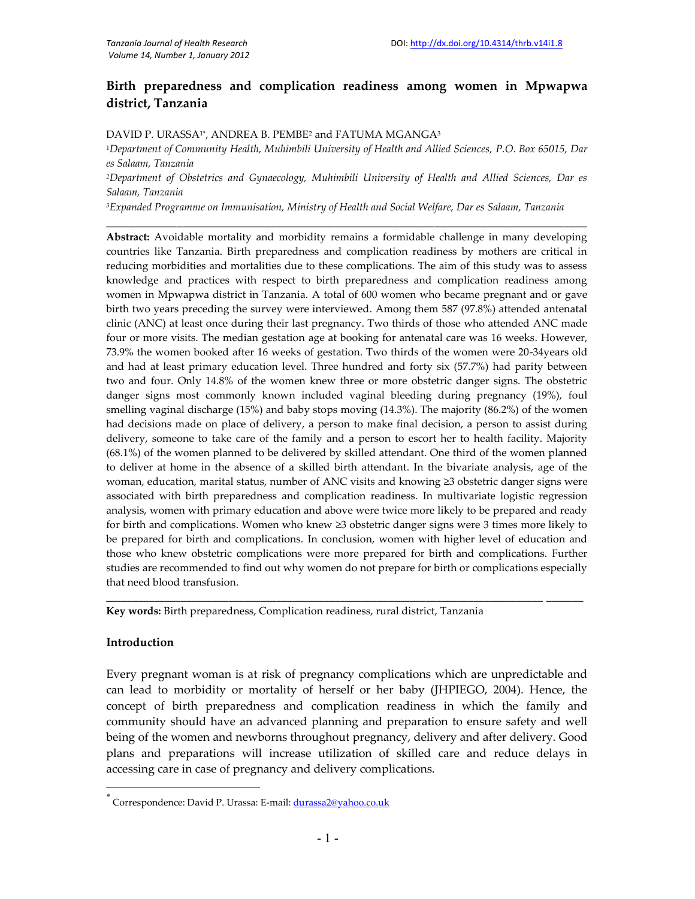# Birth preparedness and complication readiness among women in Mpwapwa district, Tanzania

DAVID P. URASSA[1*], ANDREA B. PEMBE[2] and FATUMA MGANGA[3]

[1]*Department of Community Health, Muhimbili University of Health and Allied Sciences, P.O. Box 65015, Dar es Salaam, Tanzania*

[2]*Department of Obstetrics and Gynaecology, Muhimbili University of Health and Allied Sciences, Dar es Salaam, Tanzania*

[3]*Expanded Programme on Immunisation, Ministry of Health and Social Welfare, Dar es Salaam, Tanzania*

---

**Abstract:** Avoidable mortality and morbidity remains a formidable challenge in many developing countries like Tanzania. Birth preparedness and complication readiness by mothers are critical in reducing morbidities and mortalities due to these complications. The aim of this study was to assess knowledge and practices with respect to birth preparedness and complication readiness among women in Mpwapwa district in Tanzania. A total of 600 women who became pregnant and or gave birth two years preceding the survey were interviewed. Among them 587 (97.8%) attended antenatal clinic (ANC) at least once during their last pregnancy. Two thirds of those who attended ANC made four or more visits. The median gestation age at booking for antenatal care was 16 weeks. However, 73.9% the women booked after 16 weeks of gestation. Two thirds of the women were 20-34years old and had at least primary education level. Three hundred and forty six (57.7%) had parity between two and four. Only 14.8% of the women knew three or more obstetric danger signs. The obstetric danger signs most commonly known included vaginal bleeding during pregnancy (19%), foul smelling vaginal discharge (15%) and baby stops moving (14.3%). The majority (86.2%) of the women had decisions made on place of delivery, a person to make final decision, a person to assist during delivery, someone to take care of the family and a person to escort her to health facility. Majority (68.1%) of the women planned to be delivered by skilled attendant. One third of the women planned to deliver at home in the absence of a skilled birth attendant. In the bivariate analysis, age of the woman, education, marital status, number of ANC visits and knowing ≥3 obstetric danger signs were associated with birth preparedness and complication readiness. In multivariate logistic regression analysis, women with primary education and above were twice more likely to be prepared and ready for birth and complications. Women who knew ≥3 obstetric danger signs were 3 times more likely to be prepared for birth and complications. In conclusion, women with higher level of education and those who knew obstetric complications were more prepared for birth and complications. Further studies are recommended to find out why women do not prepare for birth or complications especially that need blood transfusion.

---

**Key words:** Birth preparedness, Complication readiness, rural district, Tanzania

## Introduction

Every pregnant woman is at risk of pregnancy complications which are unpredictable and can lead to morbidity or mortality of herself or her baby (JHPIEGO, 2004). Hence, the concept of birth preparedness and complication readiness in which the family and community should have an advanced planning and preparation to ensure safety and well being of the women and newborns throughout pregnancy, delivery and after delivery. Good plans and preparations will increase utilization of skilled care and reduce delays in accessing care in case of pregnancy and delivery complications.

[*] Correspondence: David P. Urassa: E-mail: durassa2@yahoo.co.uk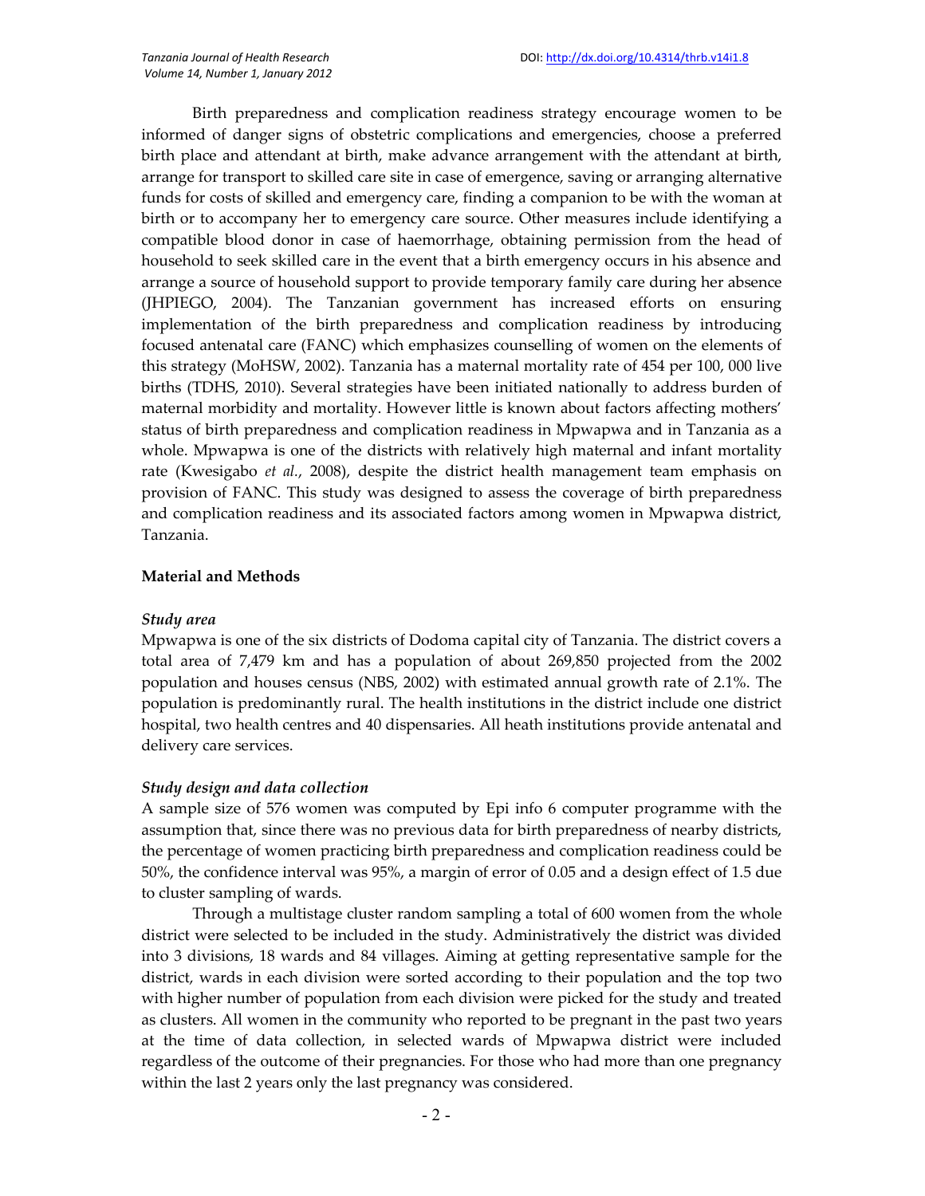Birth preparedness and complication readiness strategy encourage women to be informed of danger signs of obstetric complications and emergencies, choose a preferred birth place and attendant at birth, make advance arrangement with the attendant at birth, arrange for transport to skilled care site in case of emergence, saving or arranging alternative funds for costs of skilled and emergency care, finding a companion to be with the woman at birth or to accompany her to emergency care source. Other measures include identifying a compatible blood donor in case of haemorrhage, obtaining permission from the head of household to seek skilled care in the event that a birth emergency occurs in his absence and arrange a source of household support to provide temporary family care during her absence (JHPIEGO, 2004). The Tanzanian government has increased efforts on ensuring implementation of the birth preparedness and complication readiness by introducing focused antenatal care (FANC) which emphasizes counselling of women on the elements of this strategy (MoHSW, 2002). Tanzania has a maternal mortality rate of 454 per 100, 000 live births (TDHS, 2010). Several strategies have been initiated nationally to address burden of maternal morbidity and mortality. However little is known about factors affecting mothers' status of birth preparedness and complication readiness in Mpwapwa and in Tanzania as a whole. Mpwapwa is one of the districts with relatively high maternal and infant mortality rate (Kwesigabo *et al.*, 2008), despite the district health management team emphasis on provision of FANC. This study was designed to assess the coverage of birth preparedness and complication readiness and its associated factors among women in Mpwapwa district, Tanzania.

## Material and Methods

### *Study area*

Mpwapwa is one of the six districts of Dodoma capital city of Tanzania. The district covers a total area of 7,479 km and has a population of about 269,850 projected from the 2002 population and houses census (NBS, 2002) with estimated annual growth rate of 2.1%. The population is predominantly rural. The health institutions in the district include one district hospital, two health centres and 40 dispensaries. All heath institutions provide antenatal and delivery care services.

### *Study design and data collection*

A sample size of 576 women was computed by Epi info 6 computer programme with the assumption that, since there was no previous data for birth preparedness of nearby districts, the percentage of women practicing birth preparedness and complication readiness could be 50%, the confidence interval was 95%, a margin of error of 0.05 and a design effect of 1.5 due to cluster sampling of wards.

Through a multistage cluster random sampling a total of 600 women from the whole district were selected to be included in the study. Administratively the district was divided into 3 divisions, 18 wards and 84 villages. Aiming at getting representative sample for the district, wards in each division were sorted according to their population and the top two with higher number of population from each division were picked for the study and treated as clusters. All women in the community who reported to be pregnant in the past two years at the time of data collection, in selected wards of Mpwapwa district were included regardless of the outcome of their pregnancies. For those who had more than one pregnancy within the last 2 years only the last pregnancy was considered.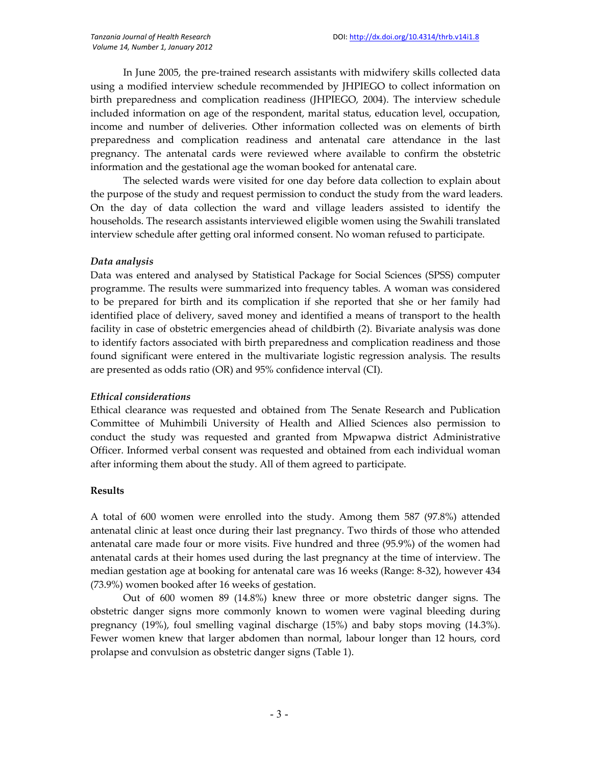In June 2005, the pre-trained research assistants with midwifery skills collected data using a modified interview schedule recommended by JHPIEGO to collect information on birth preparedness and complication readiness (JHPIEGO, 2004). The interview schedule included information on age of the respondent, marital status, education level, occupation, income and number of deliveries. Other information collected was on elements of birth preparedness and complication readiness and antenatal care attendance in the last pregnancy. The antenatal cards were reviewed where available to confirm the obstetric information and the gestational age the woman booked for antenatal care.

The selected wards were visited for one day before data collection to explain about the purpose of the study and request permission to conduct the study from the ward leaders. On the day of data collection the ward and village leaders assisted to identify the households. The research assistants interviewed eligible women using the Swahili translated interview schedule after getting oral informed consent. No woman refused to participate.

### *Data analysis*

Data was entered and analysed by Statistical Package for Social Sciences (SPSS) computer programme. The results were summarized into frequency tables. A woman was considered to be prepared for birth and its complication if she reported that she or her family had identified place of delivery, saved money and identified a means of transport to the health facility in case of obstetric emergencies ahead of childbirth (2). Bivariate analysis was done to identify factors associated with birth preparedness and complication readiness and those found significant were entered in the multivariate logistic regression analysis. The results are presented as odds ratio (OR) and 95% confidence interval (CI).

### *Ethical considerations*

Ethical clearance was requested and obtained from The Senate Research and Publication Committee of Muhimbili University of Health and Allied Sciences also permission to conduct the study was requested and granted from Mpwapwa district Administrative Officer. Informed verbal consent was requested and obtained from each individual woman after informing them about the study. All of them agreed to participate.

## Results

A total of 600 women were enrolled into the study. Among them 587 (97.8%) attended antenatal clinic at least once during their last pregnancy. Two thirds of those who attended antenatal care made four or more visits. Five hundred and three (95.9%) of the women had antenatal cards at their homes used during the last pregnancy at the time of interview. The median gestation age at booking for antenatal care was 16 weeks (Range: 8-32), however 434 (73.9%) women booked after 16 weeks of gestation.

Out of 600 women 89 (14.8%) knew three or more obstetric danger signs. The obstetric danger signs more commonly known to women were vaginal bleeding during pregnancy (19%), foul smelling vaginal discharge (15%) and baby stops moving (14.3%). Fewer women knew that larger abdomen than normal, labour longer than 12 hours, cord prolapse and convulsion as obstetric danger signs (Table 1).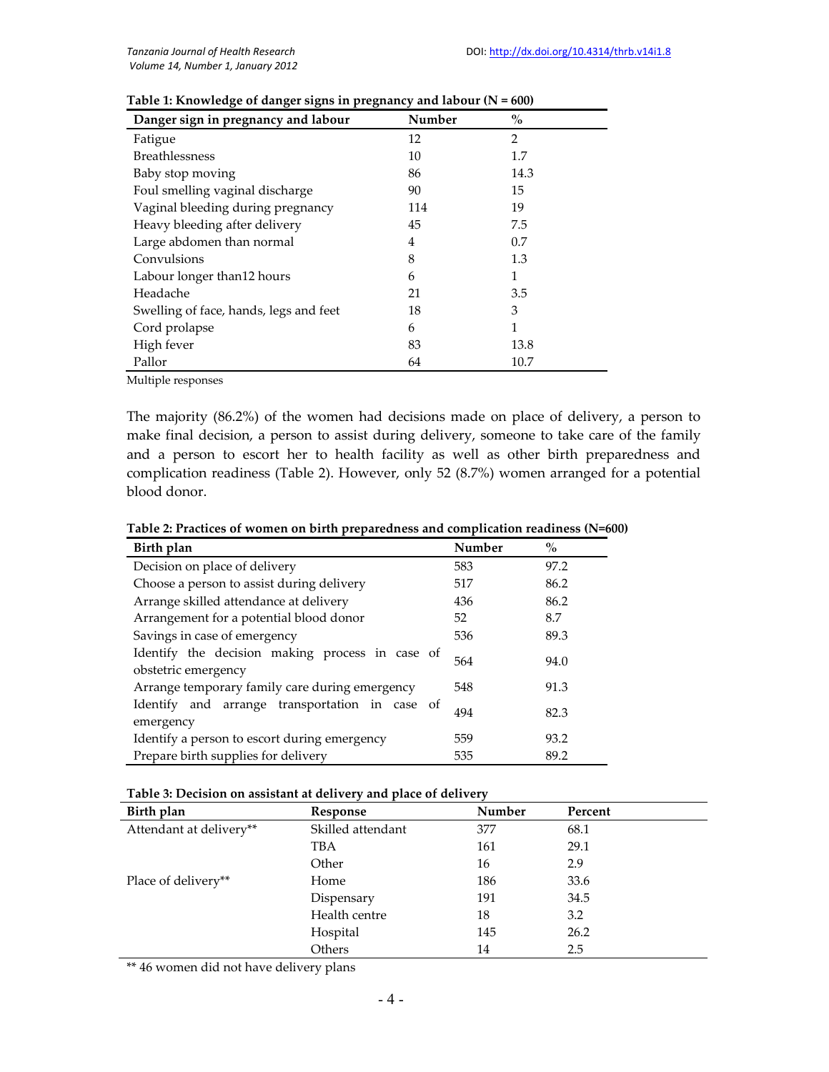**Table 1: Knowledge of danger signs in pregnancy and labour (N = 600)**

| Danger sign in pregnancy and labour | Number | % |
|---|---|---|
| Fatigue | 12 | 2 |
| Breathlessness | 10 | 1.7 |
| Baby stop moving | 86 | 14.3 |
| Foul smelling vaginal discharge | 90 | 15 |
| Vaginal bleeding during pregnancy | 114 | 19 |
| Heavy bleeding after delivery | 45 | 7.5 |
| Large abdomen than normal | 4 | 0.7 |
| Convulsions | 8 | 1.3 |
| Labour longer than12 hours | 6 | 1 |
| Headache | 21 | 3.5 |
| Swelling of face, hands, legs and feet | 18 | 3 |
| Cord prolapse | 6 | 1 |
| High fever | 83 | 13.8 |
| Pallor | 64 | 10.7 |

Multiple responses

The majority (86.2%) of the women had decisions made on place of delivery, a person to make final decision, a person to assist during delivery, someone to take care of the family and a person to escort her to health facility as well as other birth preparedness and complication readiness (Table 2). However, only 52 (8.7%) women arranged for a potential blood donor.

**Table 2: Practices of women on birth preparedness and complication readiness (N=600)**

| Birth plan | Number | % |
|---|---|---|
| Decision on place of delivery | 583 | 97.2 |
| Choose a person to assist during delivery | 517 | 86.2 |
| Arrange skilled attendance at delivery | 436 | 86.2 |
| Arrangement for a potential blood donor | 52 | 8.7 |
| Savings in case of emergency | 536 | 89.3 |
| Identify the decision making process in case of obstetric emergency | 564 | 94.0 |
| Arrange temporary family care during emergency | 548 | 91.3 |
| Identify and arrange transportation in case of emergency | 494 | 82.3 |
| Identify a person to escort during emergency | 559 | 93.2 |
| Prepare birth supplies for delivery | 535 | 89.2 |

**Table 3: Decision on assistant at delivery and place of delivery**

| Birth plan | Response | Number | Percent |
|---|---|---|---|
| Attendant at delivery** | Skilled attendant | 377 | 68.1 |
| | TBA | 161 | 29.1 |
| | Other | 16 | 2.9 |
| Place of delivery** | Home | 186 | 33.6 |
| | Dispensary | 191 | 34.5 |
| | Health centre | 18 | 3.2 |
| | Hospital | 145 | 26.2 |
| | Others | 14 | 2.5 |

** 46 women did not have delivery plans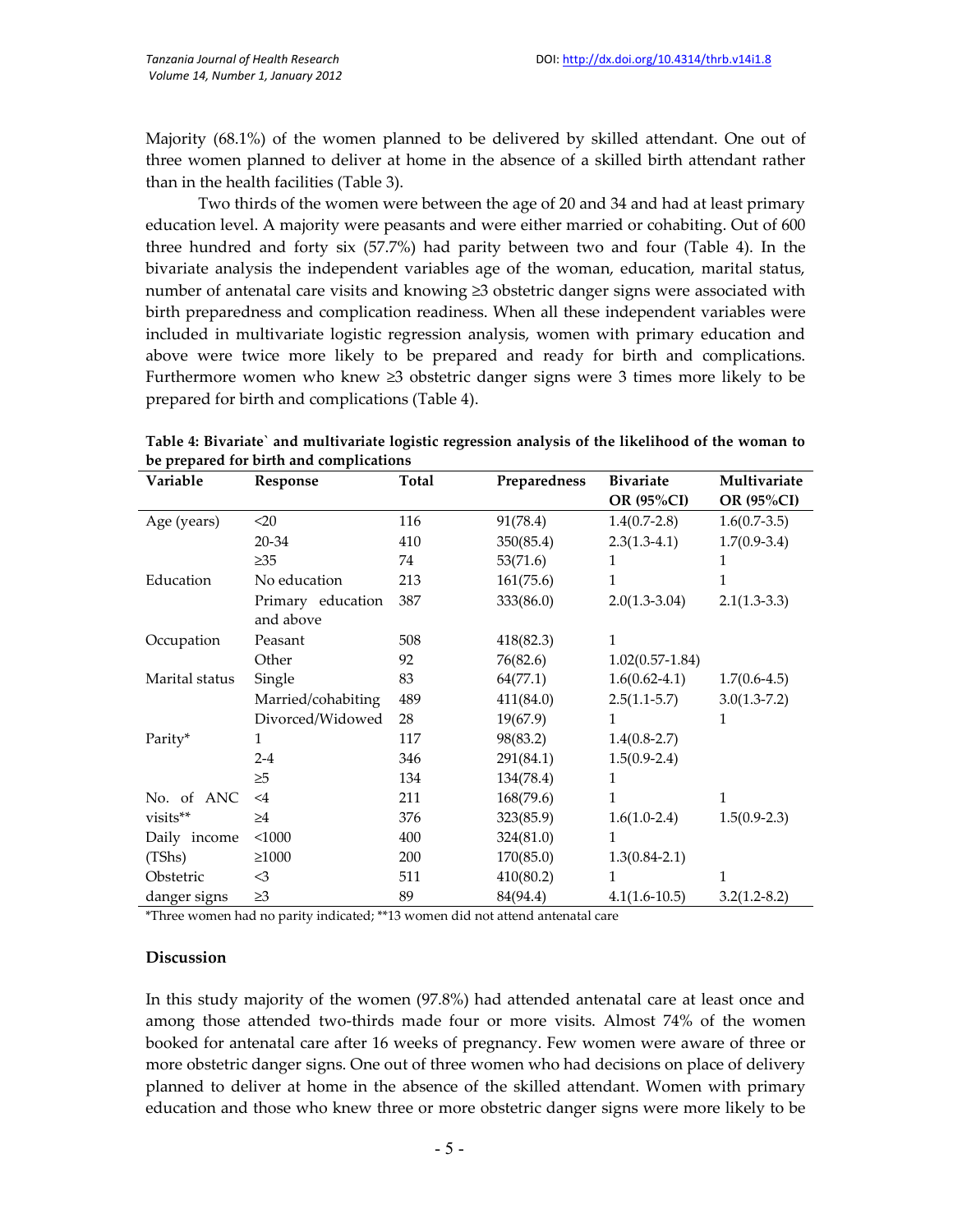Majority (68.1%) of the women planned to be delivered by skilled attendant. One out of three women planned to deliver at home in the absence of a skilled birth attendant rather than in the health facilities (Table 3).

Two thirds of the women were between the age of 20 and 34 and had at least primary education level. A majority were peasants and were either married or cohabiting. Out of 600 three hundred and forty six (57.7%) had parity between two and four (Table 4). In the bivariate analysis the independent variables age of the woman, education, marital status, number of antenatal care visits and knowing ≥3 obstetric danger signs were associated with birth preparedness and complication readiness. When all these independent variables were included in multivariate logistic regression analysis, women with primary education and above were twice more likely to be prepared and ready for birth and complications. Furthermore women who knew ≥3 obstetric danger signs were 3 times more likely to be prepared for birth and complications (Table 4).

**Table 4: Bivariate` and multivariate logistic regression analysis of the likelihood of the woman to be prepared for birth and complications**

| Variable | Response | Total | Preparedness | Bivariate OR (95%CI) | Multivariate OR (95%CI) |
|---|---|---|---|---|---|
| Age (years) | <20 | 116 | 91(78.4) | 1.4(0.7-2.8) | 1.6(0.7-3.5) |
| | 20-34 | 410 | 350(85.4) | 2.3(1.3-4.1) | 1.7(0.9-3.4) |
| | ≥35 | 74 | 53(71.6) | 1 | 1 |
| Education | No education | 213 | 161(75.6) | 1 | 1 |
| | Primary education and above | 387 | 333(86.0) | 2.0(1.3-3.04) | 2.1(1.3-3.3) |
| Occupation | Peasant | 508 | 418(82.3) | 1 | |
| | Other | 92 | 76(82.6) | 1.02(0.57-1.84) | |
| Marital status | Single | 83 | 64(77.1) | 1.6(0.62-4.1) | 1.7(0.6-4.5) |
| | Married/cohabiting | 489 | 411(84.0) | 2.5(1.1-5.7) | 3.0(1.3-7.2) |
| | Divorced/Widowed | 28 | 19(67.9) | 1 | 1 |
| Parity* | 1 | 117 | 98(83.2) | 1.4(0.8-2.7) | |
| | 2-4 | 346 | 291(84.1) | 1.5(0.9-2.4) | |
| | ≥5 | 134 | 134(78.4) | 1 | |
| No. of ANC visits** | <4 | 211 | 168(79.6) | 1 | 1 |
| | ≥4 | 376 | 323(85.9) | 1.6(1.0-2.4) | 1.5(0.9-2.3) |
| Daily income (TShs) | <1000 | 400 | 324(81.0) | 1 | |
| | ≥1000 | 200 | 170(85.0) | 1.3(0.84-2.1) | |
| Obstetric danger signs | <3 | 511 | 410(80.2) | 1 | 1 |
| | ≥3 | 89 | 84(94.4) | 4.1(1.6-10.5) | 3.2(1.2-8.2) |

*Three women had no parity indicated; **13 women did not attend antenatal care

## Discussion

In this study majority of the women (97.8%) had attended antenatal care at least once and among those attended two-thirds made four or more visits. Almost 74% of the women booked for antenatal care after 16 weeks of pregnancy. Few women were aware of three or more obstetric danger signs. One out of three women who had decisions on place of delivery planned to deliver at home in the absence of the skilled attendant. Women with primary education and those who knew three or more obstetric danger signs were more likely to be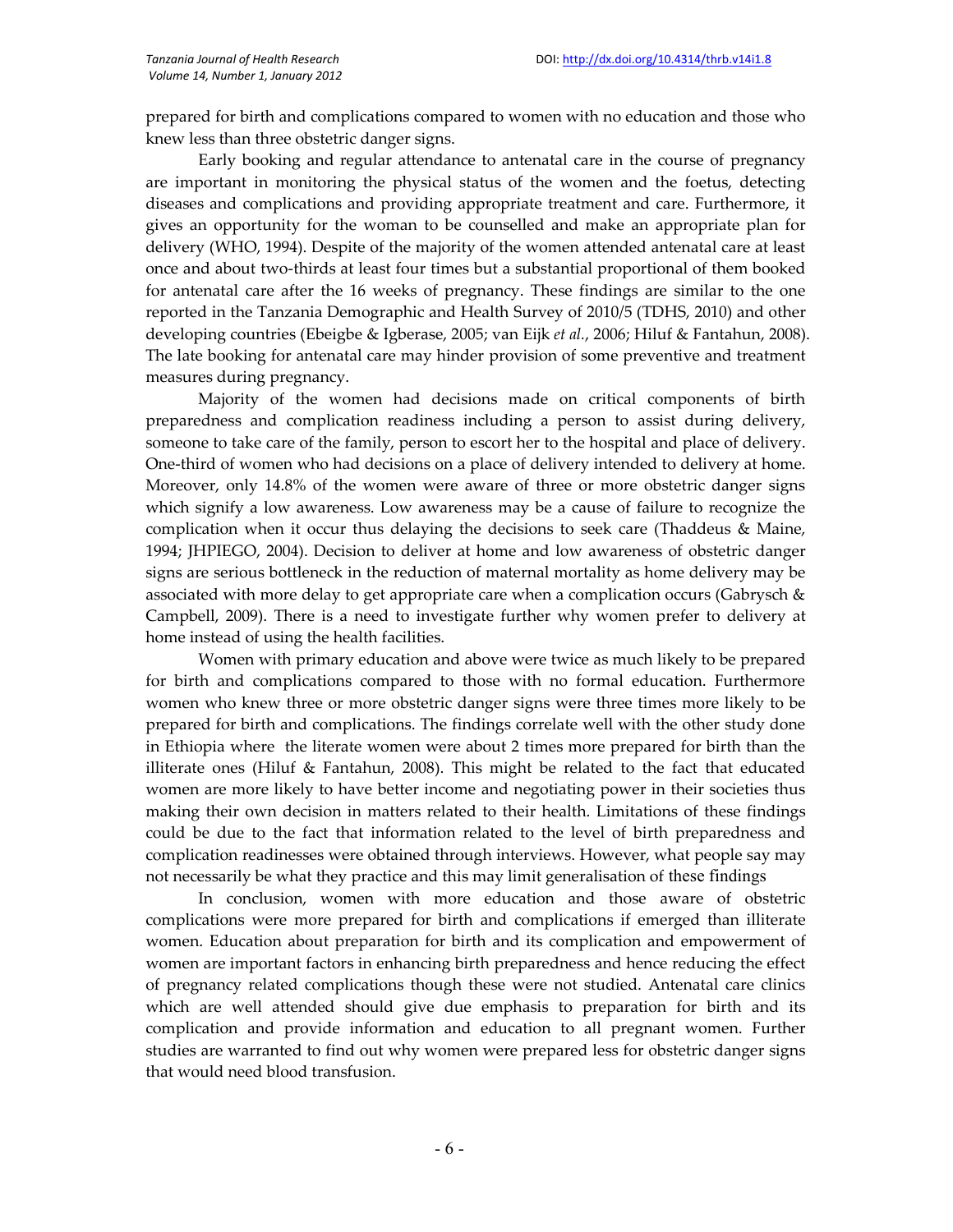prepared for birth and complications compared to women with no education and those who knew less than three obstetric danger signs.

Early booking and regular attendance to antenatal care in the course of pregnancy are important in monitoring the physical status of the women and the foetus, detecting diseases and complications and providing appropriate treatment and care. Furthermore, it gives an opportunity for the woman to be counselled and make an appropriate plan for delivery (WHO, 1994). Despite of the majority of the women attended antenatal care at least once and about two-thirds at least four times but a substantial proportional of them booked for antenatal care after the 16 weeks of pregnancy. These findings are similar to the one reported in the Tanzania Demographic and Health Survey of 2010/5 (TDHS, 2010) and other developing countries (Ebeigbe & Igberase, 2005; van Eijk *et al.*, 2006; Hiluf & Fantahun, 2008). The late booking for antenatal care may hinder provision of some preventive and treatment measures during pregnancy.

Majority of the women had decisions made on critical components of birth preparedness and complication readiness including a person to assist during delivery, someone to take care of the family, person to escort her to the hospital and place of delivery. One-third of women who had decisions on a place of delivery intended to delivery at home. Moreover, only 14.8% of the women were aware of three or more obstetric danger signs which signify a low awareness. Low awareness may be a cause of failure to recognize the complication when it occur thus delaying the decisions to seek care (Thaddeus & Maine, 1994; JHPIEGO, 2004). Decision to deliver at home and low awareness of obstetric danger signs are serious bottleneck in the reduction of maternal mortality as home delivery may be associated with more delay to get appropriate care when a complication occurs (Gabrysch & Campbell, 2009). There is a need to investigate further why women prefer to delivery at home instead of using the health facilities.

Women with primary education and above were twice as much likely to be prepared for birth and complications compared to those with no formal education. Furthermore women who knew three or more obstetric danger signs were three times more likely to be prepared for birth and complications. The findings correlate well with the other study done in Ethiopia where the literate women were about 2 times more prepared for birth than the illiterate ones (Hiluf & Fantahun, 2008). This might be related to the fact that educated women are more likely to have better income and negotiating power in their societies thus making their own decision in matters related to their health. Limitations of these findings could be due to the fact that information related to the level of birth preparedness and complication readinesses were obtained through interviews. However, what people say may not necessarily be what they practice and this may limit generalisation of these findings

In conclusion, women with more education and those aware of obstetric complications were more prepared for birth and complications if emerged than illiterate women. Education about preparation for birth and its complication and empowerment of women are important factors in enhancing birth preparedness and hence reducing the effect of pregnancy related complications though these were not studied. Antenatal care clinics which are well attended should give due emphasis to preparation for birth and its complication and provide information and education to all pregnant women. Further studies are warranted to find out why women were prepared less for obstetric danger signs that would need blood transfusion.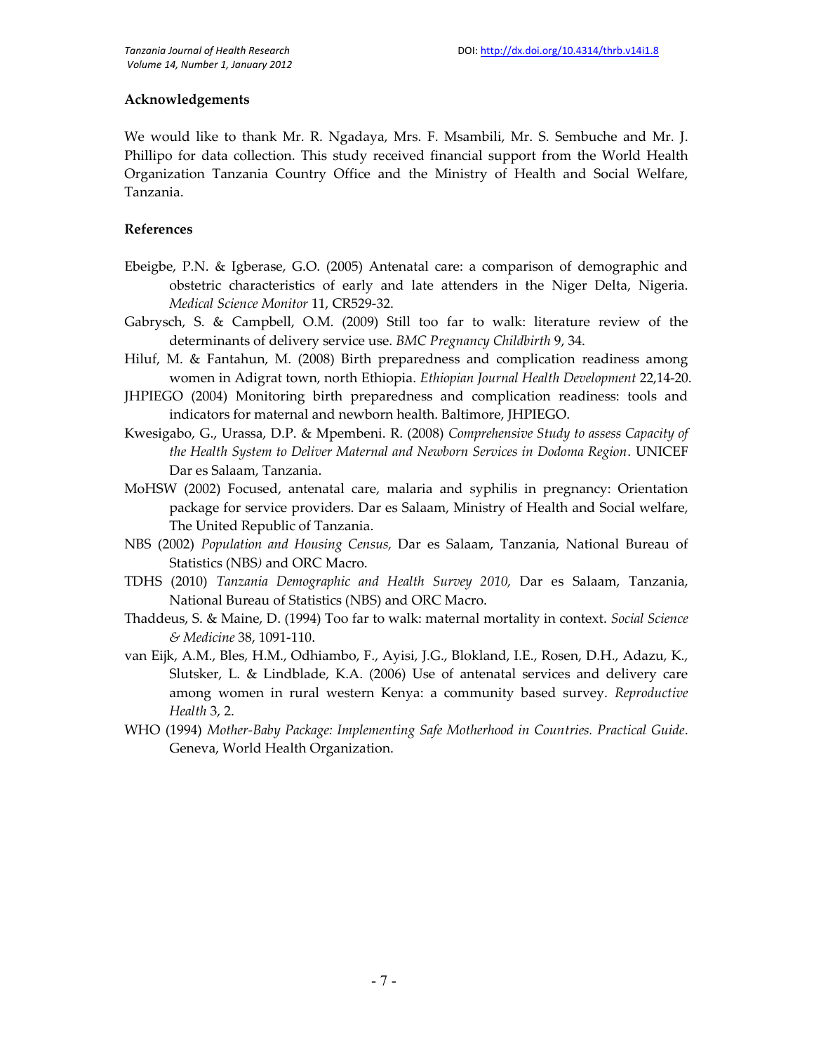### Acknowledgements

We would like to thank Mr. R. Ngadaya, Mrs. F. Msambili, Mr. S. Sembuche and Mr. J. Phillipo for data collection. This study received financial support from the World Health Organization Tanzania Country Office and the Ministry of Health and Social Welfare, Tanzania.

### References

Ebeigbe, P.N. & Igberase, G.O. (2005) Antenatal care: a comparison of demographic and obstetric characteristics of early and late attenders in the Niger Delta, Nigeria. *Medical Science Monitor* 11, CR529-32.

Gabrysch, S. & Campbell, O.M. (2009) Still too far to walk: literature review of the determinants of delivery service use. *BMC Pregnancy Childbirth* 9, 34.

Hiluf, M. & Fantahun, M. (2008) Birth preparedness and complication readiness among women in Adigrat town, north Ethiopia. *Ethiopian Journal Health Development* 22,14-20.

JHPIEGO (2004) Monitoring birth preparedness and complication readiness: tools and indicators for maternal and newborn health. Baltimore, JHPIEGO.

Kwesigabo, G., Urassa, D.P. & Mpembeni. R. (2008) *Comprehensive Study to assess Capacity of the Health System to Deliver Maternal and Newborn Services in Dodoma Region*. UNICEF Dar es Salaam, Tanzania.

MoHSW (2002) Focused, antenatal care, malaria and syphilis in pregnancy: Orientation package for service providers. Dar es Salaam, Ministry of Health and Social welfare, The United Republic of Tanzania.

NBS (2002) *Population and Housing Census,* Dar es Salaam, Tanzania, National Bureau of Statistics (NBS*)* and ORC Macro.

TDHS (2010) *Tanzania Demographic and Health Survey 2010,* Dar es Salaam, Tanzania, National Bureau of Statistics (NBS) and ORC Macro.

Thaddeus, S. & Maine, D. (1994) Too far to walk: maternal mortality in context. *Social Science & Medicine* 38, 1091-110.

van Eijk, A.M., Bles, H.M., Odhiambo, F., Ayisi, J.G., Blokland, I.E., Rosen, D.H., Adazu, K., Slutsker, L. & Lindblade, K.A. (2006) Use of antenatal services and delivery care among women in rural western Kenya: a community based survey. *Reproductive Health* 3, 2.

WHO (1994) *Mother-Baby Package: Implementing Safe Motherhood in Countries. Practical Guide*. Geneva, World Health Organization.